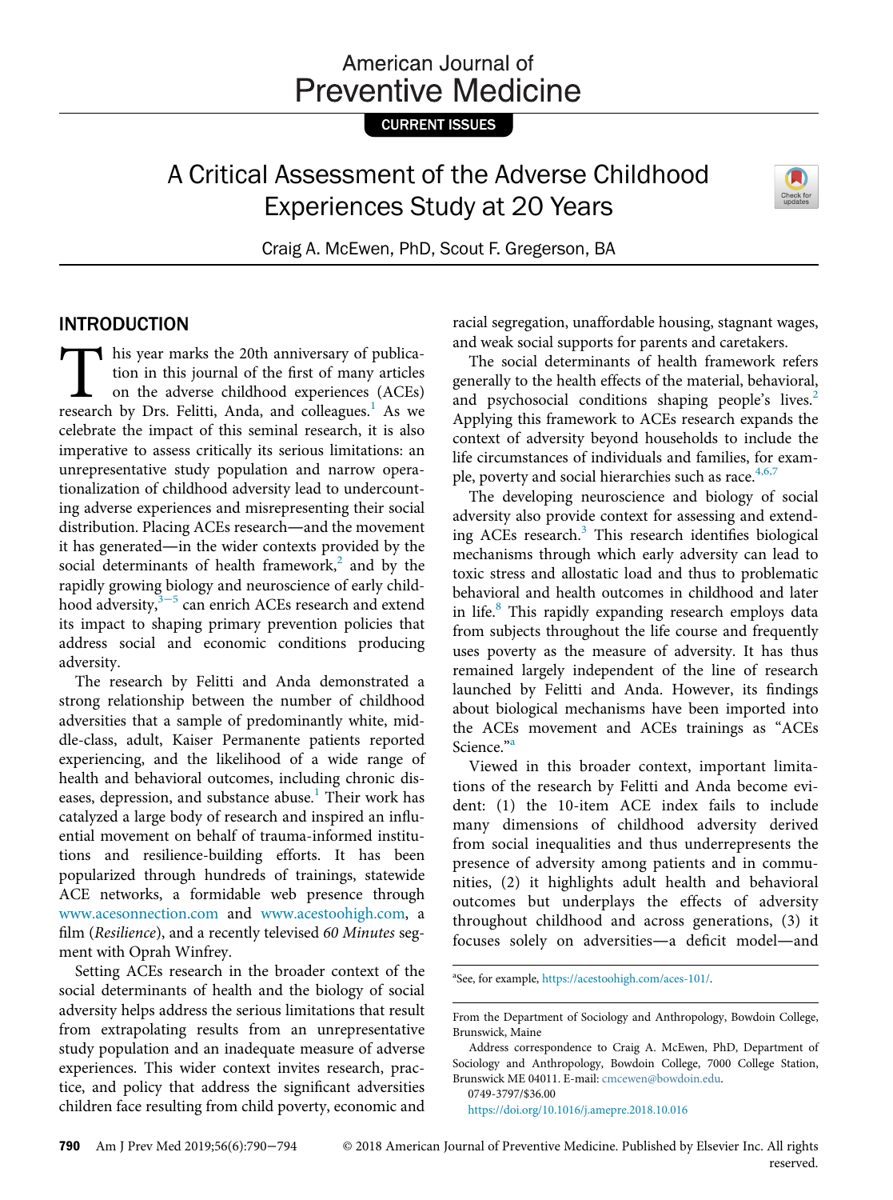American Journal of
Preventive Medicine

CURRENT ISSUES

# A Critical Assessment of the Adverse Childhood Experiences Study at 20 Years

Craig A. McEwen, PhD, Scout F. Gregerson, BA

## INTRODUCTION

This year marks the 20th anniversary of publication in this journal of the first of many articles on the adverse childhood experiences (ACEs) research by Drs. Felitti, Anda, and colleagues.[1] As we celebrate the impact of this seminal research, it is also imperative to assess critically its serious limitations: an unrepresentative study population and narrow operationalization of childhood adversity lead to undercounting adverse experiences and misrepresenting their social distribution. Placing ACEs research—and the movement it has generated—in the wider contexts provided by the social determinants of health framework,[2] and by the rapidly growing biology and neuroscience of early childhood adversity,[3–5] can enrich ACEs research and extend its impact to shaping primary prevention policies that address social and economic conditions producing adversity.

The research by Felitti and Anda demonstrated a strong relationship between the number of childhood adversities that a sample of predominantly white, middle-class, adult, Kaiser Permanente patients reported experiencing, and the likelihood of a wide range of health and behavioral outcomes, including chronic diseases, depression, and substance abuse.[1] Their work has catalyzed a large body of research and inspired an influential movement on behalf of trauma-informed institutions and resilience-building efforts. It has been popularized through hundreds of trainings, statewide ACE networks, a formidable web presence through www.acesonnection.com and www.acestoohigh.com, a film (*Resilience*), and a recently televised *60 Minutes* segment with Oprah Winfrey.

Setting ACEs research in the broader context of the social determinants of health and the biology of social adversity helps address the serious limitations that result from extrapolating results from an unrepresentative study population and an inadequate measure of adverse experiences. This wider context invites research, practice, and policy that address the significant adversities children face resulting from child poverty, economic and racial segregation, unaffordable housing, stagnant wages, and weak social supports for parents and caretakers.

The social determinants of health framework refers generally to the health effects of the material, behavioral, and psychosocial conditions shaping people's lives.[2] Applying this framework to ACEs research expands the context of adversity beyond households to include the life circumstances of individuals and families, for example, poverty and social hierarchies such as race.[4,6,7]

The developing neuroscience and biology of social adversity also provide context for assessing and extending ACEs research.[3] This research identifies biological mechanisms through which early adversity can lead to toxic stress and allostatic load and thus to problematic behavioral and health outcomes in childhood and later in life.[8] This rapidly expanding research employs data from subjects throughout the life course and frequently uses poverty as the measure of adversity. It has thus remained largely independent of the line of research launched by Felitti and Anda. However, its findings about biological mechanisms have been imported into the ACEs movement and ACEs trainings as "ACEs Science."[a]

Viewed in this broader context, important limitations of the research by Felitti and Anda become evident: (1) the 10-item ACE index fails to include many dimensions of childhood adversity derived from social inequalities and thus underrepresents the presence of adversity among patients and in communities, (2) it highlights adult health and behavioral outcomes but underplays the effects of adversity throughout childhood and across generations, (3) it focuses solely on adversities—a deficit model—and

[a]See, for example, https://acestoohigh.com/aces-101/.

From the Department of Sociology and Anthropology, Bowdoin College, Brunswick, Maine

Address correspondence to Craig A. McEwen, PhD, Department of Sociology and Anthropology, Bowdoin College, 7000 College Station, Brunswick ME 04011. E-mail: cmcewen@bowdoin.edu.

0749-3797/$36.00

https://doi.org/10.1016/j.amepre.2018.10.016

© 2018 American Journal of Preventive Medicine. Published by Elsevier Inc. All rights reserved.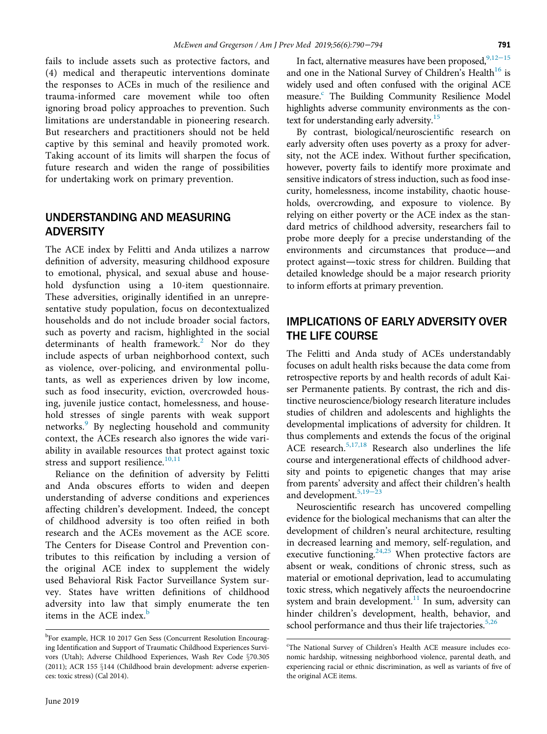fails to include assets such as protective factors, and (4) medical and therapeutic interventions dominate the responses to ACEs in much of the resilience and trauma-informed care movement while too often ignoring broad policy approaches to prevention. Such limitations are understandable in pioneering research. But researchers and practitioners should not be held captive by this seminal and heavily promoted work. Taking account of its limits will sharpen the focus of future research and widen the range of possibilities for undertaking work on primary prevention.

## UNDERSTANDING AND MEASURING ADVERSITY

The ACE index by Felitti and Anda utilizes a narrow definition of adversity, measuring childhood exposure to emotional, physical, and sexual abuse and household dysfunction using a 10-item questionnaire. These adversities, originally identified in an unrepresentative study population, focus on decontextualized households and do not include broader social factors, such as poverty and racism, highlighted in the social determinants of health framework.[2] Nor do they include aspects of urban neighborhood context, such as violence, over-policing, and environmental pollutants, as well as experiences driven by low income, such as food insecurity, eviction, overcrowded housing, juvenile justice contact, homelessness, and household stresses of single parents with weak support networks.[9] By neglecting household and community context, the ACEs research also ignores the wide variability in available resources that protect against toxic stress and support resilience.[10,11]

Reliance on the definition of adversity by Felitti and Anda obscures efforts to widen and deepen understanding of adverse conditions and experiences affecting children's development. Indeed, the concept of childhood adversity is too often reified in both research and the ACEs movement as the ACE score. The Centers for Disease Control and Prevention contributes to this reification by including a version of the original ACE index to supplement the widely used Behavioral Risk Factor Surveillance System survey. States have written definitions of childhood adversity into law that simply enumerate the ten items in the ACE index.[b]

In fact, alternative measures have been proposed,[9,12–15] and one in the National Survey of Children's Health[16] is widely used and often confused with the original ACE measure.[c] The Building Community Resilience Model highlights adverse community environments as the context for understanding early adversity.[15]

By contrast, biological/neuroscientific research on early adversity often uses poverty as a proxy for adversity, not the ACE index. Without further specification, however, poverty fails to identify more proximate and sensitive indicators of stress induction, such as food insecurity, homelessness, income instability, chaotic households, overcrowding, and exposure to violence. By relying on either poverty or the ACE index as the standard metrics of childhood adversity, researchers fail to probe more deeply for a precise understanding of the environments and circumstances that produce—and protect against—toxic stress for children. Building that detailed knowledge should be a major research priority to inform efforts at primary prevention.

## IMPLICATIONS OF EARLY ADVERSITY OVER THE LIFE COURSE

The Felitti and Anda study of ACEs understandably focuses on adult health risks because the data come from retrospective reports by and health records of adult Kaiser Permanente patients. By contrast, the rich and distinctive neuroscience/biology research literature includes studies of children and adolescents and highlights the developmental implications of adversity for children. It thus complements and extends the focus of the original ACE research.[5,17,18] Research also underlines the life course and intergenerational effects of childhood adversity and points to epigenetic changes that may arise from parents' adversity and affect their children's health and development.[5,19–23]

Neuroscientific research has uncovered compelling evidence for the biological mechanisms that can alter the development of children's neural architecture, resulting in decreased learning and memory, self-regulation, and executive functioning.[24,25] When protective factors are absent or weak, conditions of chronic stress, such as material or emotional deprivation, lead to accumulating toxic stress, which negatively affects the neuroendocrine system and brain development.[11] In sum, adversity can hinder children's development, health, behavior, and school performance and thus their life trajectories.[5,26]

---

[b]For example, HCR 10 2017 Gen Sess (Concurrent Resolution Encouraging Identification and Support of Traumatic Childhood Experiences Survivors (Utah); Adverse Childhood Experiences, Wash Rev Code §70.305 (2011); ACR 155 §144 (Childhood brain development: adverse experiences: toxic stress) (Cal 2014).

[c]The National Survey of Children's Health ACE measure includes economic hardship, witnessing neighborhood violence, parental death, and experiencing racial or ethnic discrimination, as well as variants of five of the original ACE items.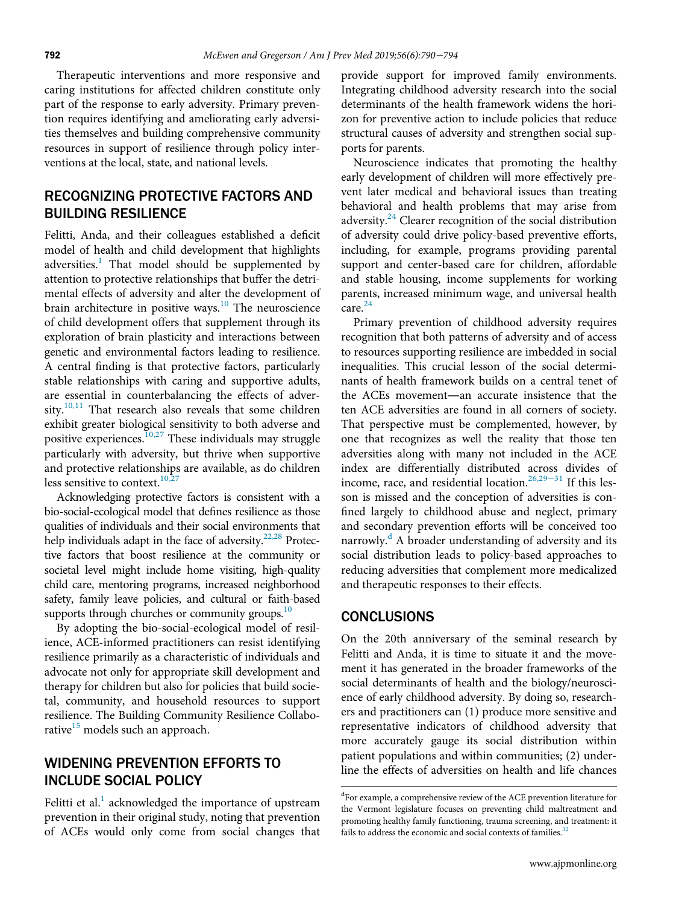Therapeutic interventions and more responsive and caring institutions for affected children constitute only part of the response to early adversity. Primary prevention requires identifying and ameliorating early adversities themselves and building comprehensive community resources in support of resilience through policy interventions at the local, state, and national levels.

## RECOGNIZING PROTECTIVE FACTORS AND BUILDING RESILIENCE

Felitti, Anda, and their colleagues established a deficit model of health and child development that highlights adversities.[1] That model should be supplemented by attention to protective relationships that buffer the detrimental effects of adversity and alter the development of brain architecture in positive ways.[10] The neuroscience of child development offers that supplement through its exploration of brain plasticity and interactions between genetic and environmental factors leading to resilience. A central finding is that protective factors, particularly stable relationships with caring and supportive adults, are essential in counterbalancing the effects of adversity.[10,11] That research also reveals that some children exhibit greater biological sensitivity to both adverse and positive experiences.[10,27] These individuals may struggle particularly with adversity, but thrive when supportive and protective relationships are available, as do children less sensitive to context.[10,27]

Acknowledging protective factors is consistent with a bio-social-ecological model that defines resilience as those qualities of individuals and their social environments that help individuals adapt in the face of adversity.[22,28] Protective factors that boost resilience at the community or societal level might include home visiting, high-quality child care, mentoring programs, increased neighborhood safety, family leave policies, and cultural or faith-based supports through churches or community groups.[10]

By adopting the bio-social-ecological model of resilience, ACE-informed practitioners can resist identifying resilience primarily as a characteristic of individuals and advocate not only for appropriate skill development and therapy for children but also for policies that build societal, community, and household resources to support resilience. The Building Community Resilience Collaborative[15] models such an approach.

## WIDENING PREVENTION EFFORTS TO INCLUDE SOCIAL POLICY

Felitti et al.[1] acknowledged the importance of upstream prevention in their original study, noting that prevention of ACEs would only come from social changes that provide support for improved family environments. Integrating childhood adversity research into the social determinants of the health framework widens the horizon for preventive action to include policies that reduce structural causes of adversity and strengthen social supports for parents.

Neuroscience indicates that promoting the healthy early development of children will more effectively prevent later medical and behavioral issues than treating behavioral and health problems that may arise from adversity.[24] Clearer recognition of the social distribution of adversity could drive policy-based preventive efforts, including, for example, programs providing parental support and center-based care for children, affordable and stable housing, income supplements for working parents, increased minimum wage, and universal health care.[24]

Primary prevention of childhood adversity requires recognition that both patterns of adversity and of access to resources supporting resilience are imbedded in social inequalities. This crucial lesson of the social determinants of health framework builds on a central tenet of the ACEs movement—an accurate insistence that the ten ACE adversities are found in all corners of society. That perspective must be complemented, however, by one that recognizes as well the reality that those ten adversities along with many not included in the ACE index are differentially distributed across divides of income, race, and residential location.[26,29–31] If this lesson is missed and the conception of adversities is confined largely to childhood abuse and neglect, primary and secondary prevention efforts will be conceived too narrowly.[d] A broader understanding of adversity and its social distribution leads to policy-based approaches to reducing adversities that complement more medicalized and therapeutic responses to their effects.

## CONCLUSIONS

On the 20th anniversary of the seminal research by Felitti and Anda, it is time to situate it and the movement it has generated in the broader frameworks of the social determinants of health and the biology/neuroscience of early childhood adversity. By doing so, researchers and practitioners can (1) produce more sensitive and representative indicators of childhood adversity that more accurately gauge its social distribution within patient populations and within communities; (2) underline the effects of adversities on health and life chances

[d]For example, a comprehensive review of the ACE prevention literature for the Vermont legislature focuses on preventing child maltreatment and promoting healthy family functioning, trauma screening, and treatment: it fails to address the economic and social contexts of families.[32]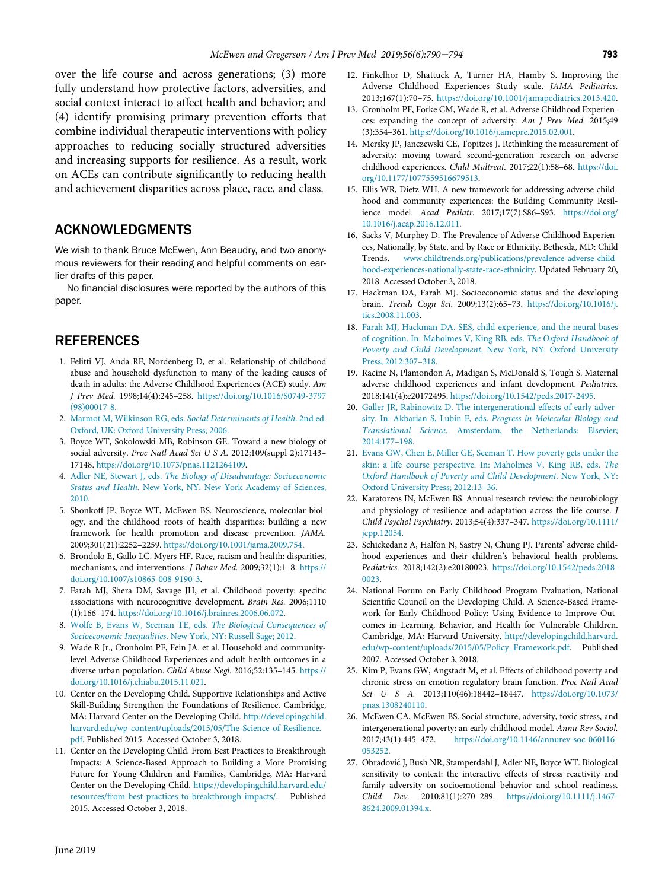over the life course and across generations; (3) more fully understand how protective factors, adversities, and social context interact to affect health and behavior; and (4) identify promising primary prevention efforts that combine individual therapeutic interventions with policy approaches to reducing socially structured adversities and increasing supports for resilience. As a result, work on ACEs can contribute significantly to reducing health and achievement disparities across place, race, and class.

## ACKNOWLEDGMENTS

We wish to thank Bruce McEwen, Ann Beaudry, and two anonymous reviewers for their reading and helpful comments on earlier drafts of this paper.

No financial disclosures were reported by the authors of this paper.

## REFERENCES

1. Felitti VJ, Anda RF, Nordenberg D, et al. Relationship of childhood abuse and household dysfunction to many of the leading causes of death in adults: the Adverse Childhood Experiences (ACE) study. *Am J Prev Med.* 1998;14(4):245–258. https://doi.org/10.1016/S0749-3797(98)00017-8.
2. Marmot M, Wilkinson RG, eds. *Social Determinants of Health.* 2nd ed. Oxford, UK: Oxford University Press; 2006.
3. Boyce WT, Sokolowski MB, Robinson GE. Toward a new biology of social adversity. *Proc Natl Acad Sci U S A.* 2012;109(suppl 2):17143–17148. https://doi.org/10.1073/pnas.1121264109.
4. Adler NE, Stewart J, eds. *The Biology of Disadvantage: Socioeconomic Status and Health.* New York, NY: New York Academy of Sciences; 2010.
5. Shonkoff JP, Boyce WT, McEwen BS. Neuroscience, molecular biology, and the childhood roots of health disparities: building a new framework for health promotion and disease prevention. *JAMA.* 2009;301(21):2252–2259. https://doi.org/10.1001/jama.2009.754.
6. Brondolo E, Gallo LC, Myers HF. Race, racism and health: disparities, mechanisms, and interventions. *J Behav Med.* 2009;32(1):1–8. https://doi.org/10.1007/s10865-008-9190-3.
7. Farah MJ, Shera DM, Savage JH, et al. Childhood poverty: specific associations with neurocognitive development. *Brain Res.* 2006;1110(1):166–174. https://doi.org/10.1016/j.brainres.2006.06.072.
8. Wolfe B, Evans W, Seeman TE, eds. *The Biological Consequences of Socioeconomic Inequalities.* New York, NY: Russell Sage; 2012.
9. Wade R Jr., Cronholm PF, Fein JA. et al. Household and community-level Adverse Childhood Experiences and adult health outcomes in a diverse urban population. *Child Abuse Negl.* 2016;52:135–145. https://doi.org/10.1016/j.chiabu.2015.11.021.
10. Center on the Developing Child. Supportive Relationships and Active Skill-Building Strengthen the Foundations of Resilience. Cambridge, MA: Harvard Center on the Developing Child. http://developingchild.harvard.edu/wp-content/uploads/2015/05/The-Science-of-Resilience.pdf. Published 2015. Accessed October 3, 2018.
11. Center on the Developing Child. From Best Practices to Breakthrough Impacts: A Science-Based Approach to Building a More Promising Future for Young Children and Families, Cambridge, MA: Harvard Center on the Developing Child. https://developingchild.harvard.edu/resources/from-best-practices-to-breakthrough-impacts/. Published 2015. Accessed October 3, 2018.
12. Finkelhor D, Shattuck A, Turner HA, Hamby S. Improving the Adverse Childhood Experiences Study scale. *JAMA Pediatrics.* 2013;167(1):70–75. https://doi.org/10.1001/jamapediatrics.2013.420.
13. Cronholm PF, Forke CM, Wade R, et al. Adverse Childhood Experiences: expanding the concept of adversity. *Am J Prev Med.* 2015;49(3):354–361. https://doi.org/10.1016/j.amepre.2015.02.001.
14. Mersky JP, Janczewski CE, Topitzes J. Rethinking the measurement of adversity: moving toward second-generation research on adverse childhood experiences. *Child Maltreat.* 2017;22(1):58–68. https://doi.org/10.1177/1077559516679513.
15. Ellis WR, Dietz WH. A new framework for addressing adverse childhood and community experiences: the Building Community Resilience model. *Acad Pediatr.* 2017;17(7):S86–S93. https://doi.org/10.1016/j.acap.2016.12.011.
16. Sacks V, Murphey D. The Prevalence of Adverse Childhood Experiences, Nationally, by State, and by Race or Ethnicity. Bethesda, MD: Child Trends. www.childtrends.org/publications/prevalence-adverse-childhood-experiences-nationally-state-race-ethnicity. Updated February 20, 2018. Accessed October 3, 2018.
17. Hackman DA, Farah MJ. Socioeconomic status and the developing brain. *Trends Cogn Sci.* 2009;13(2):65–73. https://doi.org/10.1016/j.tics.2008.11.003.
18. Farah MJ, Hackman DA. SES, child experience, and the neural bases of cognition. In: Maholmes V, King RB, eds. *The Oxford Handbook of Poverty and Child Development.* New York, NY: Oxford University Press; 2012:307–318.
19. Racine N, Plamondon A, Madigan S, McDonald S, Tough S. Maternal adverse childhood experiences and infant development. *Pediatrics.* 2018;141(4):e20172495. https://doi.org/10.1542/peds.2017-2495.
20. Galler JR, Rabinowitz D. The intergenerational effects of early adversity. In: Akbarian S, Lubin F, eds. *Progress in Molecular Biology and Translational Science.* Amsterdam, the Netherlands: Elsevier; 2014:177–198.
21. Evans GW, Chen E, Miller GE, Seeman T. How poverty gets under the skin: a life course perspective. In: Maholmes V, King RB, eds. *The Oxford Handbook of Poverty and Child Development.* New York, NY: Oxford University Press; 2012:13–36.
22. Karatoreos IN, McEwen BS. Annual research review: the neurobiology and physiology of resilience and adaptation across the life course. *J Child Psychol Psychiatry.* 2013;54(4):337–347. https://doi.org/10.1111/jcpp.12054.
23. Schickedanz A, Halfon N, Sastry N, Chung PJ. Parents' adverse childhood experiences and their children's behavioral health problems. *Pediatrics.* 2018;142(2):e20180023. https://doi.org/10.1542/peds.2018-0023.
24. National Forum on Early Childhood Program Evaluation, National Scientific Council on the Developing Child. A Science-Based Framework for Early Childhood Policy: Using Evidence to Improve Outcomes in Learning, Behavior, and Health for Vulnerable Children. Cambridge, MA: Harvard University. http://developingchild.harvard.edu/wp-content/uploads/2015/05/Policy_Framework.pdf. Published 2007. Accessed October 3, 2018.
25. Kim P, Evans GW, Angstadt M, et al. Effects of childhood poverty and chronic stress on emotion regulatory brain function. *Proc Natl Acad Sci U S A.* 2013;110(46):18442–18447. https://doi.org/10.1073/pnas.1308240110.
26. McEwen CA, McEwen BS. Social structure, adversity, toxic stress, and intergenerational poverty: an early childhood model. *Annu Rev Sociol.* 2017;43(1):445–472. https://doi.org/10.1146/annurev-soc-060116-053252.
27. Obradović J, Bush NR, Stamperdahl J, Adler NE, Boyce WT. Biological sensitivity to context: the interactive effects of stress reactivity and family adversity on socioemotional behavior and school readiness. *Child Dev.* 2010;81(1):270–289. https://doi.org/10.1111/j.1467-8624.2009.01394.x.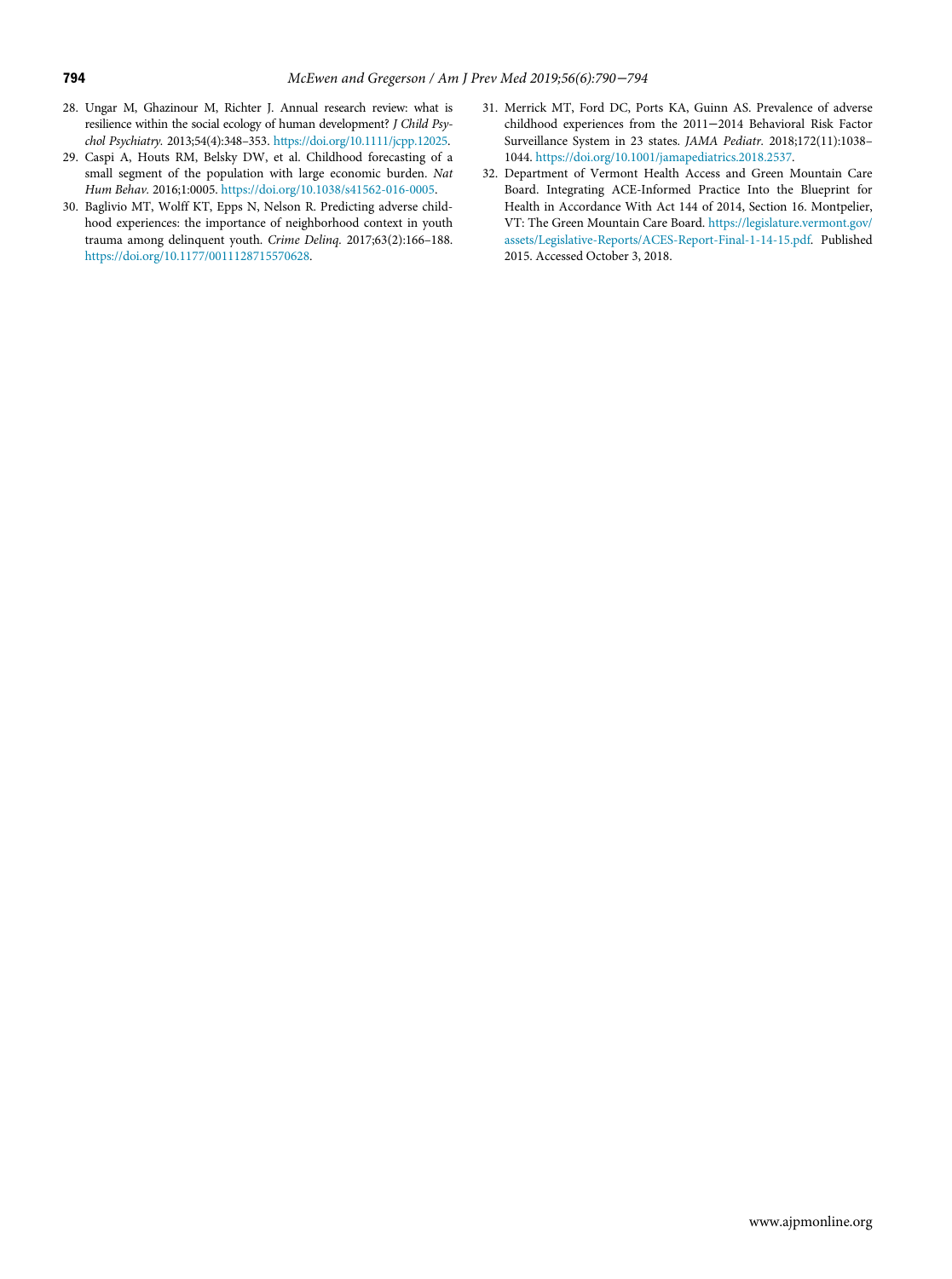28. Ungar M, Ghazinour M, Richter J. Annual research review: what is resilience within the social ecology of human development? *J Child Psychol Psychiatry.* 2013;54(4):348–353. https://doi.org/10.1111/jcpp.12025.
29. Caspi A, Houts RM, Belsky DW, et al. Childhood forecasting of a small segment of the population with large economic burden. *Nat Hum Behav.* 2016;1:0005. https://doi.org/10.1038/s41562-016-0005.
30. Baglivio MT, Wolff KT, Epps N, Nelson R. Predicting adverse childhood experiences: the importance of neighborhood context in youth trauma among delinquent youth. *Crime Delinq.* 2017;63(2):166–188. https://doi.org/10.1177/0011128715570628.
31. Merrick MT, Ford DC, Ports KA, Guinn AS. Prevalence of adverse childhood experiences from the 2011−2014 Behavioral Risk Factor Surveillance System in 23 states. *JAMA Pediatr.* 2018;172(11):1038–1044. https://doi.org/10.1001/jamapediatrics.2018.2537.
32. Department of Vermont Health Access and Green Mountain Care Board. Integrating ACE-Informed Practice Into the Blueprint for Health in Accordance With Act 144 of 2014, Section 16. Montpelier, VT: The Green Mountain Care Board. https://legislature.vermont.gov/assets/Legislative-Reports/ACES-Report-Final-1-14-15.pdf. Published 2015. Accessed October 3, 2018.